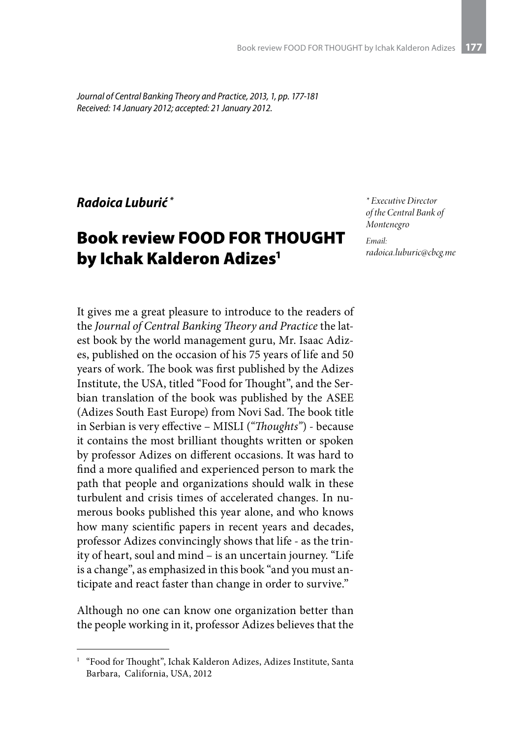*Journal of Central Banking Theory and Practice, 2013, 1, pp. 177-181*
*Received: 14 January 2012; accepted: 21 January 2012.*

***Radoica Luburić*** *

# Book review FOOD FOR THOUGHT by Ichak Kalderon Adizes[1]

\* *Executive Director of the Central Bank of Montenegro*

*Email: radoica.luburic@cbcg.me*

It gives me a great pleasure to introduce to the readers of the *Journal of Central Banking Theory and Practice* the latest book by the world management guru, Mr. Isaac Adizes, published on the occasion of his 75 years of life and 50 years of work. The book was first published by the Adizes Institute, the USA, titled "Food for Thought", and the Serbian translation of the book was published by the ASEE (Adizes South East Europe) from Novi Sad. The book title in Serbian is very effective – MISLI ("*Thoughts*") - because it contains the most brilliant thoughts written or spoken by professor Adizes on different occasions. It was hard to find a more qualified and experienced person to mark the path that people and organizations should walk in these turbulent and crisis times of accelerated changes. In numerous books published this year alone, and who knows how many scientific papers in recent years and decades, professor Adizes convincingly shows that life - as the trinity of heart, soul and mind – is an uncertain journey. "Life is a change", as emphasized in this book "and you must anticipate and react faster than change in order to survive."

Although no one can know one organization better than the people working in it, professor Adizes believes that the

[1] "Food for Thought", Ichak Kalderon Adizes, Adizes Institute, Santa Barbara, California, USA, 2012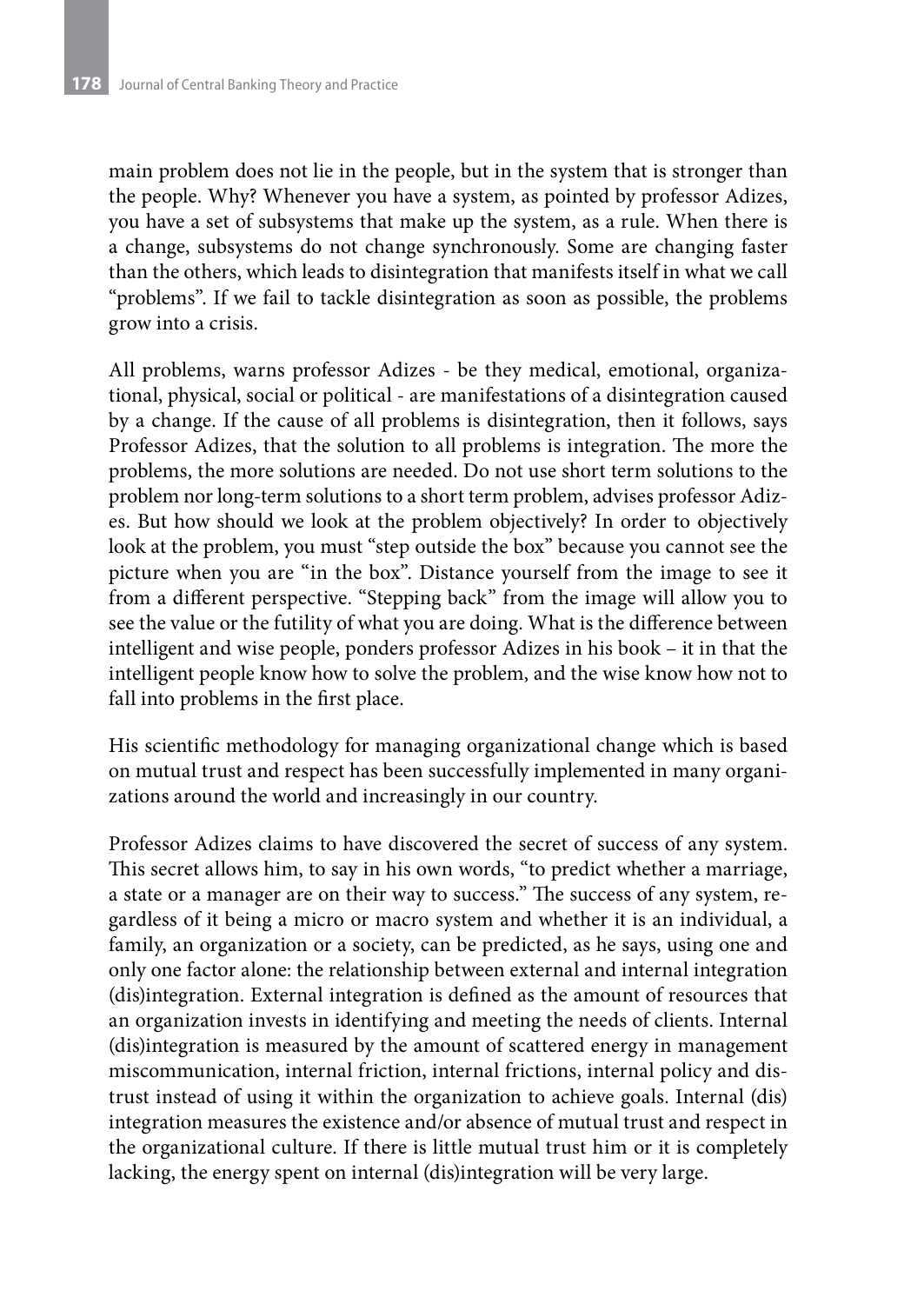main problem does not lie in the people, but in the system that is stronger than the people. Why? Whenever you have a system, as pointed by professor Adizes, you have a set of subsystems that make up the system, as a rule. When there is a change, subsystems do not change synchronously. Some are changing faster than the others, which leads to disintegration that manifests itself in what we call "problems". If we fail to tackle disintegration as soon as possible, the problems grow into a crisis.

All problems, warns professor Adizes - be they medical, emotional, organizational, physical, social or political - are manifestations of a disintegration caused by a change. If the cause of all problems is disintegration, then it follows, says Professor Adizes, that the solution to all problems is integration. The more the problems, the more solutions are needed. Do not use short term solutions to the problem nor long-term solutions to a short term problem, advises professor Adizes. But how should we look at the problem objectively? In order to objectively look at the problem, you must "step outside the box" because you cannot see the picture when you are "in the box". Distance yourself from the image to see it from a different perspective. "Stepping back" from the image will allow you to see the value or the futility of what you are doing. What is the difference between intelligent and wise people, ponders professor Adizes in his book – it in that the intelligent people know how to solve the problem, and the wise know how not to fall into problems in the first place.

His scientific methodology for managing organizational change which is based on mutual trust and respect has been successfully implemented in many organizations around the world and increasingly in our country.

Professor Adizes claims to have discovered the secret of success of any system. This secret allows him, to say in his own words, "to predict whether a marriage, a state or a manager are on their way to success." The success of any system, regardless of it being a micro or macro system and whether it is an individual, a family, an organization or a society, can be predicted, as he says, using one and only one factor alone: the relationship between external and internal integration (dis)integration. External integration is defined as the amount of resources that an organization invests in identifying and meeting the needs of clients. Internal (dis)integration is measured by the amount of scattered energy in management miscommunication, internal friction, internal frictions, internal policy and distrust instead of using it within the organization to achieve goals. Internal (dis) integration measures the existence and/or absence of mutual trust and respect in the organizational culture. If there is little mutual trust him or it is completely lacking, the energy spent on internal (dis)integration will be very large.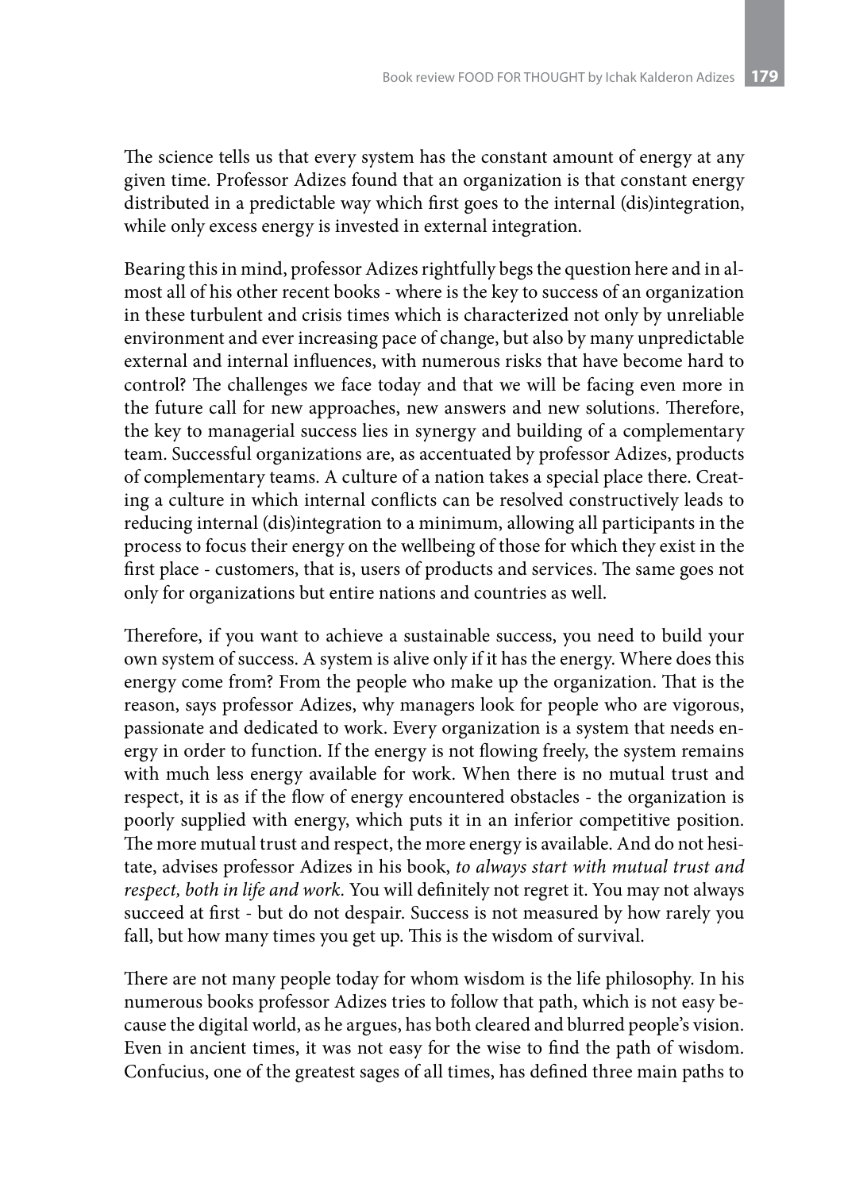The science tells us that every system has the constant amount of energy at any given time. Professor Adizes found that an organization is that constant energy distributed in a predictable way which first goes to the internal (dis)integration, while only excess energy is invested in external integration.

Bearing this in mind, professor Adizes rightfully begs the question here and in almost all of his other recent books - where is the key to success of an organization in these turbulent and crisis times which is characterized not only by unreliable environment and ever increasing pace of change, but also by many unpredictable external and internal influences, with numerous risks that have become hard to control? The challenges we face today and that we will be facing even more in the future call for new approaches, new answers and new solutions. Therefore, the key to managerial success lies in synergy and building of a complementary team. Successful organizations are, as accentuated by professor Adizes, products of complementary teams. A culture of a nation takes a special place there. Creating a culture in which internal conflicts can be resolved constructively leads to reducing internal (dis)integration to a minimum, allowing all participants in the process to focus their energy on the wellbeing of those for which they exist in the first place - customers, that is, users of products and services. The same goes not only for organizations but entire nations and countries as well.

Therefore, if you want to achieve a sustainable success, you need to build your own system of success. A system is alive only if it has the energy. Where does this energy come from? From the people who make up the organization. That is the reason, says professor Adizes, why managers look for people who are vigorous, passionate and dedicated to work. Every organization is a system that needs energy in order to function. If the energy is not flowing freely, the system remains with much less energy available for work. When there is no mutual trust and respect, it is as if the flow of energy encountered obstacles - the organization is poorly supplied with energy, which puts it in an inferior competitive position. The more mutual trust and respect, the more energy is available. And do not hesitate, advises professor Adizes in his book, *to always start with mutual trust and respect, both in life and work*. You will definitely not regret it. You may not always succeed at first - but do not despair. Success is not measured by how rarely you fall, but how many times you get up. This is the wisdom of survival.

There are not many people today for whom wisdom is the life philosophy. In his numerous books professor Adizes tries to follow that path, which is not easy because the digital world, as he argues, has both cleared and blurred people's vision. Even in ancient times, it was not easy for the wise to find the path of wisdom. Confucius, one of the greatest sages of all times, has defined three main paths to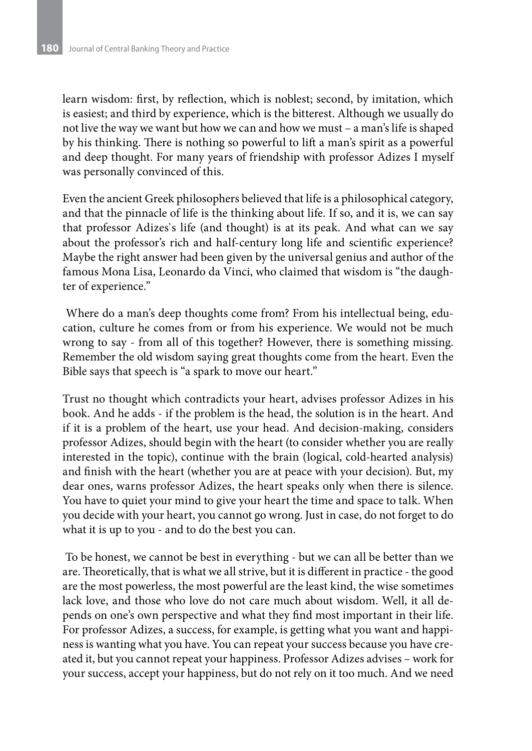learn wisdom: first, by reflection, which is noblest; second, by imitation, which is easiest; and third by experience, which is the bitterest. Although we usually do not live the way we want but how we can and how we must – a man's life is shaped by his thinking. There is nothing so powerful to lift a man's spirit as a powerful and deep thought. For many years of friendship with professor Adizes I myself was personally convinced of this.

Even the ancient Greek philosophers believed that life is a philosophical category, and that the pinnacle of life is the thinking about life. If so, and it is, we can say that professor Adizes`s life (and thought) is at its peak. And what can we say about the professor's rich and half-century long life and scientific experience? Maybe the right answer had been given by the universal genius and author of the famous Mona Lisa, Leonardo da Vinci, who claimed that wisdom is "the daughter of experience."

Where do a man's deep thoughts come from? From his intellectual being, education, culture he comes from or from his experience. We would not be much wrong to say - from all of this together? However, there is something missing. Remember the old wisdom saying great thoughts come from the heart. Even the Bible says that speech is "a spark to move our heart."

Trust no thought which contradicts your heart, advises professor Adizes in his book. And he adds - if the problem is the head, the solution is in the heart. And if it is a problem of the heart, use your head. And decision-making, considers professor Adizes, should begin with the heart (to consider whether you are really interested in the topic), continue with the brain (logical, cold-hearted analysis) and finish with the heart (whether you are at peace with your decision). But, my dear ones, warns professor Adizes, the heart speaks only when there is silence. You have to quiet your mind to give your heart the time and space to talk. When you decide with your heart, you cannot go wrong. Just in case, do not forget to do what it is up to you - and to do the best you can.

To be honest, we cannot be best in everything - but we can all be better than we are. Theoretically, that is what we all strive, but it is different in practice - the good are the most powerless, the most powerful are the least kind, the wise sometimes lack love, and those who love do not care much about wisdom. Well, it all depends on one's own perspective and what they find most important in their life. For professor Adizes, a success, for example, is getting what you want and happiness is wanting what you have. You can repeat your success because you have created it, but you cannot repeat your happiness. Professor Adizes advises – work for your success, accept your happiness, but do not rely on it too much. And we need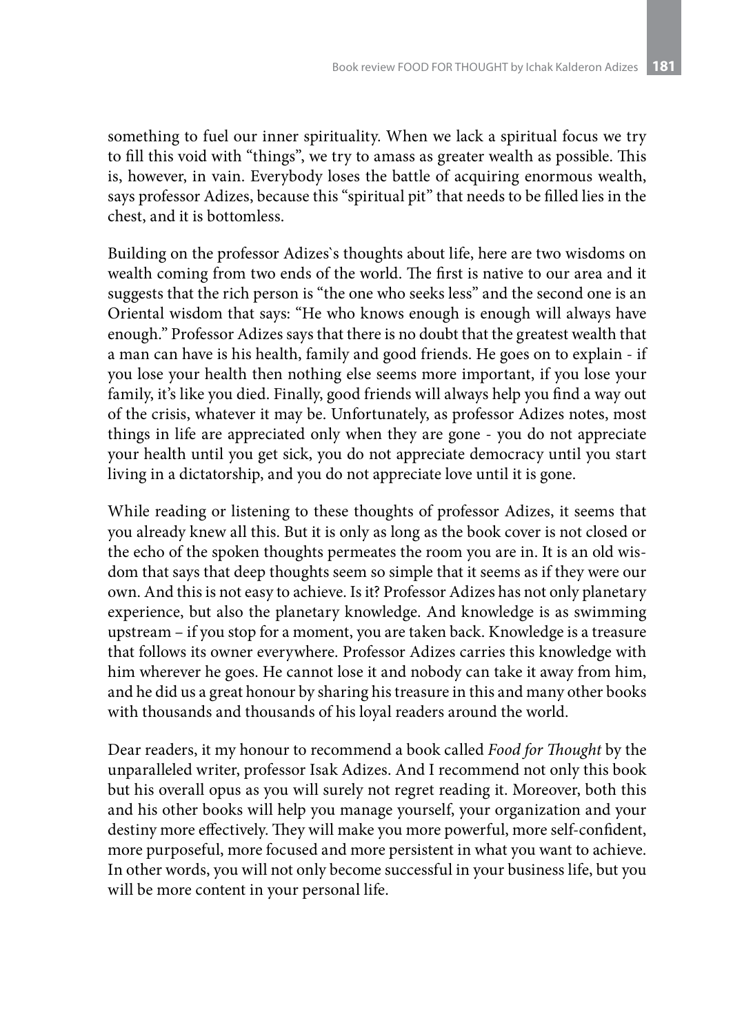something to fuel our inner spirituality. When we lack a spiritual focus we try to fill this void with "things", we try to amass as greater wealth as possible. This is, however, in vain. Everybody loses the battle of acquiring enormous wealth, says professor Adizes, because this "spiritual pit" that needs to be filled lies in the chest, and it is bottomless.

Building on the professor Adizes`s thoughts about life, here are two wisdoms on wealth coming from two ends of the world. The first is native to our area and it suggests that the rich person is "the one who seeks less" and the second one is an Oriental wisdom that says: "He who knows enough is enough will always have enough." Professor Adizes says that there is no doubt that the greatest wealth that a man can have is his health, family and good friends. He goes on to explain - if you lose your health then nothing else seems more important, if you lose your family, it's like you died. Finally, good friends will always help you find a way out of the crisis, whatever it may be. Unfortunately, as professor Adizes notes, most things in life are appreciated only when they are gone - you do not appreciate your health until you get sick, you do not appreciate democracy until you start living in a dictatorship, and you do not appreciate love until it is gone.

While reading or listening to these thoughts of professor Adizes, it seems that you already knew all this. But it is only as long as the book cover is not closed or the echo of the spoken thoughts permeates the room you are in. It is an old wisdom that says that deep thoughts seem so simple that it seems as if they were our own. And this is not easy to achieve. Is it? Professor Adizes has not only planetary experience, but also the planetary knowledge. And knowledge is as swimming upstream – if you stop for a moment, you are taken back. Knowledge is a treasure that follows its owner everywhere. Professor Adizes carries this knowledge with him wherever he goes. He cannot lose it and nobody can take it away from him, and he did us a great honour by sharing his treasure in this and many other books with thousands and thousands of his loyal readers around the world.

Dear readers, it my honour to recommend a book called *Food for Thought* by the unparalleled writer, professor Isak Adizes. And I recommend not only this book but his overall opus as you will surely not regret reading it. Moreover, both this and his other books will help you manage yourself, your organization and your destiny more effectively. They will make you more powerful, more self-confident, more purposeful, more focused and more persistent in what you want to achieve. In other words, you will not only become successful in your business life, but you will be more content in your personal life.